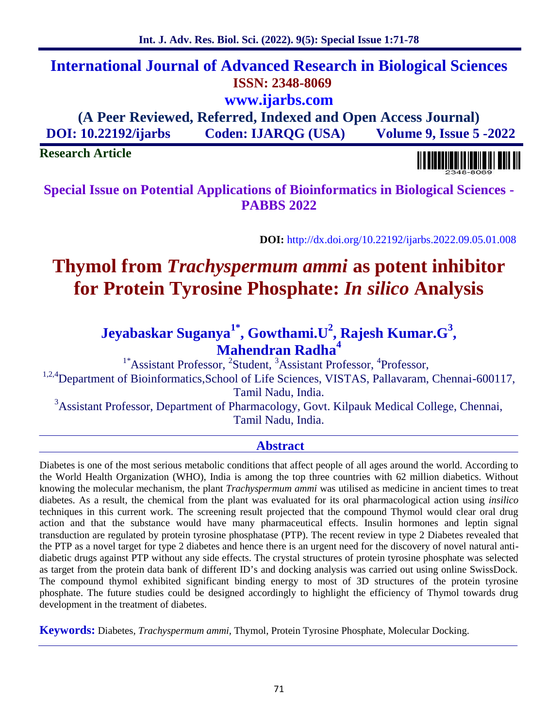# International Journal of Advanced Research in Biological Sciences

**ISSN: 2348-8069**

**www.ijarbs.com**

**(A Peer Reviewed, Referred, Indexed and Open Access Journal)**

**DOI: 10.22192/ijarbs Coden: IJARQG (USA) Volume 9, Issue 5 -2022**

**Research Article**

**Special Issue on Potential Applications of Bioinformatics in Biological Sciences - PABBS 2022**

**DOI:** http://dx.doi.org/10.22192/ijarbs.2022.09.05.01.008

# Thymol from *Trachyspermum ammi* as potent inhibitor for Protein Tyrosine Phosphate: *In silico* Analysis

**Jeyabaskar Suganya[1*], Gowthami.U[2], Rajesh Kumar.G[3], Mahendran Radha[4]**

[1*]Assistant Professor, [2]Student, [3]Assistant Professor, [4]Professor,

[1,2,4]Department of Bioinformatics,School of Life Sciences, VISTAS, Pallavaram, Chennai-600117, Tamil Nadu, India.

[3]Assistant Professor, Department of Pharmacology, Govt. Kilpauk Medical College, Chennai, Tamil Nadu, India.

## Abstract

Diabetes is one of the most serious metabolic conditions that affect people of all ages around the world. According to the World Health Organization (WHO), India is among the top three countries with 62 million diabetics. Without knowing the molecular mechanism, the plant *Trachyspermum ammi* was utilised as medicine in ancient times to treat diabetes. As a result, the chemical from the plant was evaluated for its oral pharmacological action using *insilico* techniques in this current work. The screening result projected that the compound Thymol would clear oral drug action and that the substance would have many pharmaceutical effects. Insulin hormones and leptin signal transduction are regulated by protein tyrosine phosphatase (PTP). The recent review in type 2 Diabetes revealed that the PTP as a novel target for type 2 diabetes and hence there is an urgent need for the discovery of novel natural anti-diabetic drugs against PTP without any side effects. The crystal structures of protein tyrosine phosphate was selected as target from the protein data bank of different ID's and docking analysis was carried out using online SwissDock. The compound thymol exhibited significant binding energy to most of 3D structures of the protein tyrosine phosphate. The future studies could be designed accordingly to highlight the efficiency of Thymol towards drug development in the treatment of diabetes.

**Keywords:** Diabetes, *Trachyspermum ammi*, Thymol, Protein Tyrosine Phosphate, Molecular Docking.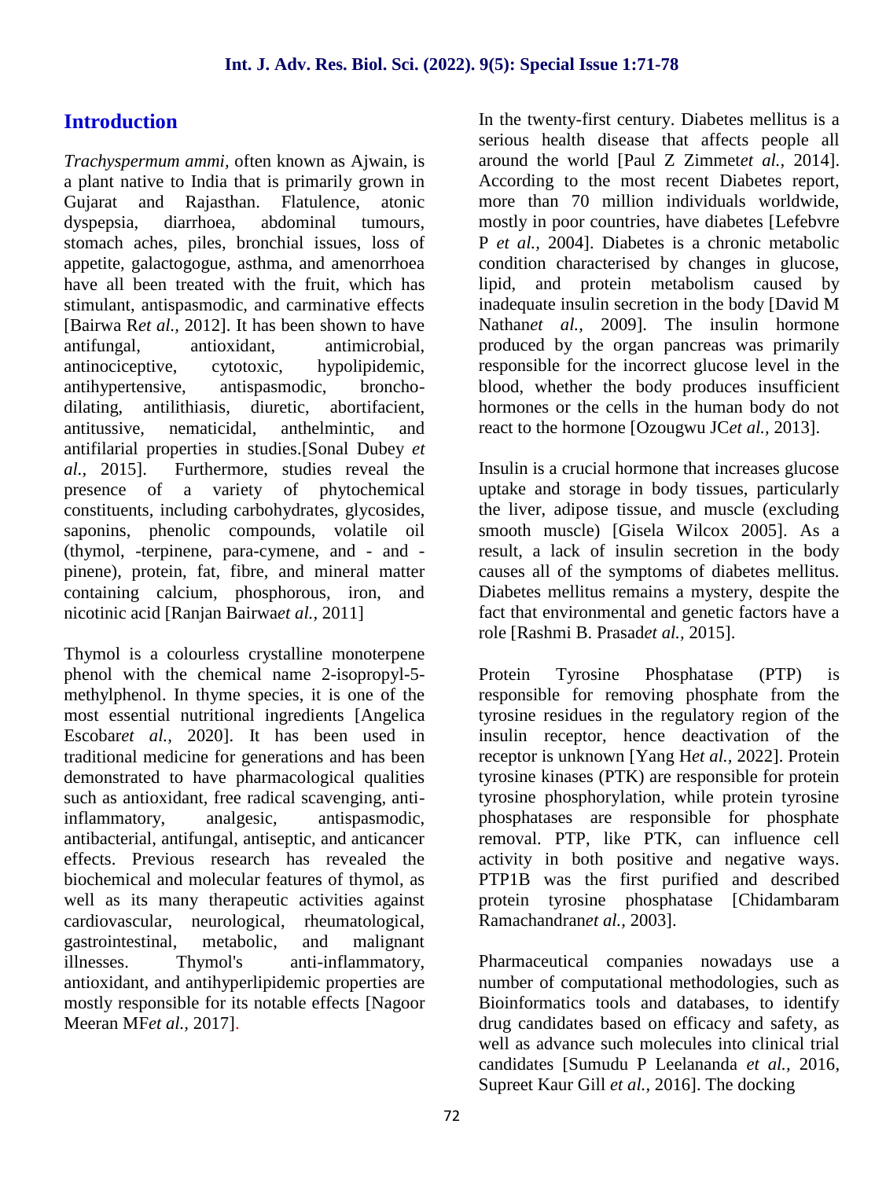## Introduction

*Trachyspermum ammi*, often known as Ajwain, is a plant native to India that is primarily grown in Gujarat and Rajasthan. Flatulence, atonic dyspepsia, diarrhoea, abdominal tumours, stomach aches, piles, bronchial issues, loss of appetite, galactogogue, asthma, and amenorrhoea have all been treated with the fruit, which has stimulant, antispasmodic, and carminative effects [Bairwa R*et al.,* 2012]. It has been shown to have antifungal, antioxidant, antimicrobial, antinociceptive, cytotoxic, hypolipidemic, antihypertensive, antispasmodic, broncho-dilating, antilithiasis, diuretic, abortifacient, antitussive, nematicidal, anthelmintic, and antifilarial properties in studies.[Sonal Dubey *et al.,* 2015]. Furthermore, studies reveal the presence of a variety of phytochemical constituents, including carbohydrates, glycosides, saponins, phenolic compounds, volatile oil (thymol, -terpinene, para-cymene, and - and -pinene), protein, fat, fibre, and mineral matter containing calcium, phosphorous, iron, and nicotinic acid [Ranjan Bairwa*et al.,* 2011]

Thymol is a colourless crystalline monoterpene phenol with the chemical name 2-isopropyl-5-methylphenol. In thyme species, it is one of the most essential nutritional ingredients [Angelica Escobar*et al.,* 2020]. It has been used in traditional medicine for generations and has been demonstrated to have pharmacological qualities such as antioxidant, free radical scavenging, anti-inflammatory, analgesic, antispasmodic, antibacterial, antifungal, antiseptic, and anticancer effects. Previous research has revealed the biochemical and molecular features of thymol, as well as its many therapeutic activities against cardiovascular, neurological, rheumatological, gastrointestinal, metabolic, and malignant illnesses. Thymol's anti-inflammatory, antioxidant, and antihyperlipidemic properties are mostly responsible for its notable effects [Nagoor Meeran MF*et al.,* 2017].

In the twenty-first century. Diabetes mellitus is a serious health disease that affects people all around the world [Paul Z Zimmet*et al.,* 2014]. According to the most recent Diabetes report, more than 70 million individuals worldwide, mostly in poor countries, have diabetes [Lefebvre P *et al.,* 2004]. Diabetes is a chronic metabolic condition characterised by changes in glucose, lipid, and protein metabolism caused by inadequate insulin secretion in the body [David M Nathan*et al.,* 2009]. The insulin hormone produced by the organ pancreas was primarily responsible for the incorrect glucose level in the blood, whether the body produces insufficient hormones or the cells in the human body do not react to the hormone [Ozougwu JC*et al.,* 2013].

Insulin is a crucial hormone that increases glucose uptake and storage in body tissues, particularly the liver, adipose tissue, and muscle (excluding smooth muscle) [Gisela Wilcox 2005]. As a result, a lack of insulin secretion in the body causes all of the symptoms of diabetes mellitus. Diabetes mellitus remains a mystery, despite the fact that environmental and genetic factors have a role [Rashmi B. Prasad*et al.,* 2015].

Protein Tyrosine Phosphatase (PTP) is responsible for removing phosphate from the tyrosine residues in the regulatory region of the insulin receptor, hence deactivation of the receptor is unknown [Yang H*et al.,* 2022]. Protein tyrosine kinases (PTK) are responsible for protein tyrosine phosphorylation, while protein tyrosine phosphatases are responsible for phosphate removal. PTP, like PTK, can influence cell activity in both positive and negative ways. PTP1B was the first purified and described protein tyrosine phosphatase [Chidambaram Ramachandran*et al.,* 2003].

Pharmaceutical companies nowadays use a number of computational methodologies, such as Bioinformatics tools and databases, to identify drug candidates based on efficacy and safety, as well as advance such molecules into clinical trial candidates [Sumudu P Leelananda *et al.,* 2016, Supreet Kaur Gill *et al.,* 2016]. The docking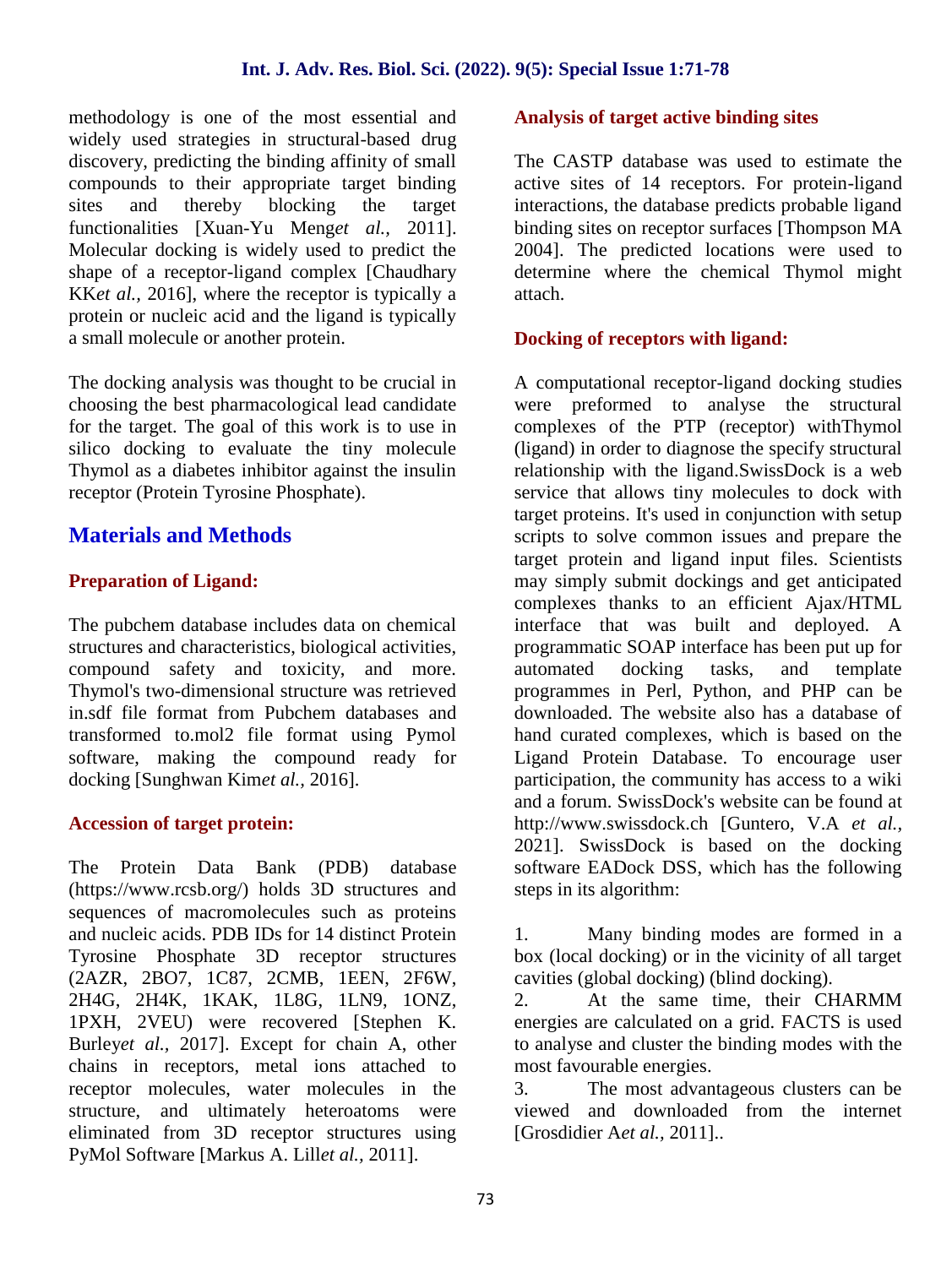methodology is one of the most essential and widely used strategies in structural-based drug discovery, predicting the binding affinity of small compounds to their appropriate target binding sites and thereby blocking the target functionalities [Xuan-Yu Meng*et al.,* 2011]. Molecular docking is widely used to predict the shape of a receptor-ligand complex [Chaudhary KK*et al.,* 2016], where the receptor is typically a protein or nucleic acid and the ligand is typically a small molecule or another protein.

The docking analysis was thought to be crucial in choosing the best pharmacological lead candidate for the target. The goal of this work is to use in silico docking to evaluate the tiny molecule Thymol as a diabetes inhibitor against the insulin receptor (Protein Tyrosine Phosphate).

## Materials and Methods

### Preparation of Ligand:

The pubchem database includes data on chemical structures and characteristics, biological activities, compound safety and toxicity, and more. Thymol's two-dimensional structure was retrieved in.sdf file format from Pubchem databases and transformed to.mol2 file format using Pymol software, making the compound ready for docking [Sunghwan Kim*et al.,* 2016].

### Accession of target protein:

The Protein Data Bank (PDB) database (https://www.rcsb.org/) holds 3D structures and sequences of macromolecules such as proteins and nucleic acids. PDB IDs for 14 distinct Protein Tyrosine Phosphate 3D receptor structures (2AZR, 2BO7, 1C87, 2CMB, 1EEN, 2F6W, 2H4G, 2H4K, 1KAK, 1L8G, 1LN9, 1ONZ, 1PXH, 2VEU) were recovered [Stephen K. Burley*et al.,* 2017]. Except for chain A, other chains in receptors, metal ions attached to receptor molecules, water molecules in the structure, and ultimately heteroatoms were eliminated from 3D receptor structures using PyMol Software [Markus A. Lill*et al.,* 2011].

### Analysis of target active binding sites

The CASTP database was used to estimate the active sites of 14 receptors. For protein-ligand interactions, the database predicts probable ligand binding sites on receptor surfaces [Thompson MA 2004]. The predicted locations were used to determine where the chemical Thymol might attach.

### Docking of receptors with ligand:

A computational receptor-ligand docking studies were preformed to analyse the structural complexes of the PTP (receptor) withThymol (ligand) in order to diagnose the specify structural relationship with the ligand.SwissDock is a web service that allows tiny molecules to dock with target proteins. It's used in conjunction with setup scripts to solve common issues and prepare the target protein and ligand input files. Scientists may simply submit dockings and get anticipated complexes thanks to an efficient Ajax/HTML interface that was built and deployed. A programmatic SOAP interface has been put up for automated docking tasks, and template programmes in Perl, Python, and PHP can be downloaded. The website also has a database of hand curated complexes, which is based on the Ligand Protein Database. To encourage user participation, the community has access to a wiki and a forum. SwissDock's website can be found at http://www.swissdock.ch [Guntero, V.A *et al.,* 2021]. SwissDock is based on the docking software EADock DSS, which has the following steps in its algorithm:

1. Many binding modes are formed in a box (local docking) or in the vicinity of all target cavities (global docking) (blind docking).
2. At the same time, their CHARMM energies are calculated on a grid. FACTS is used to analyse and cluster the binding modes with the most favourable energies.
3. The most advantageous clusters can be viewed and downloaded from the internet [Grosdidier A*et al.,* 2011]..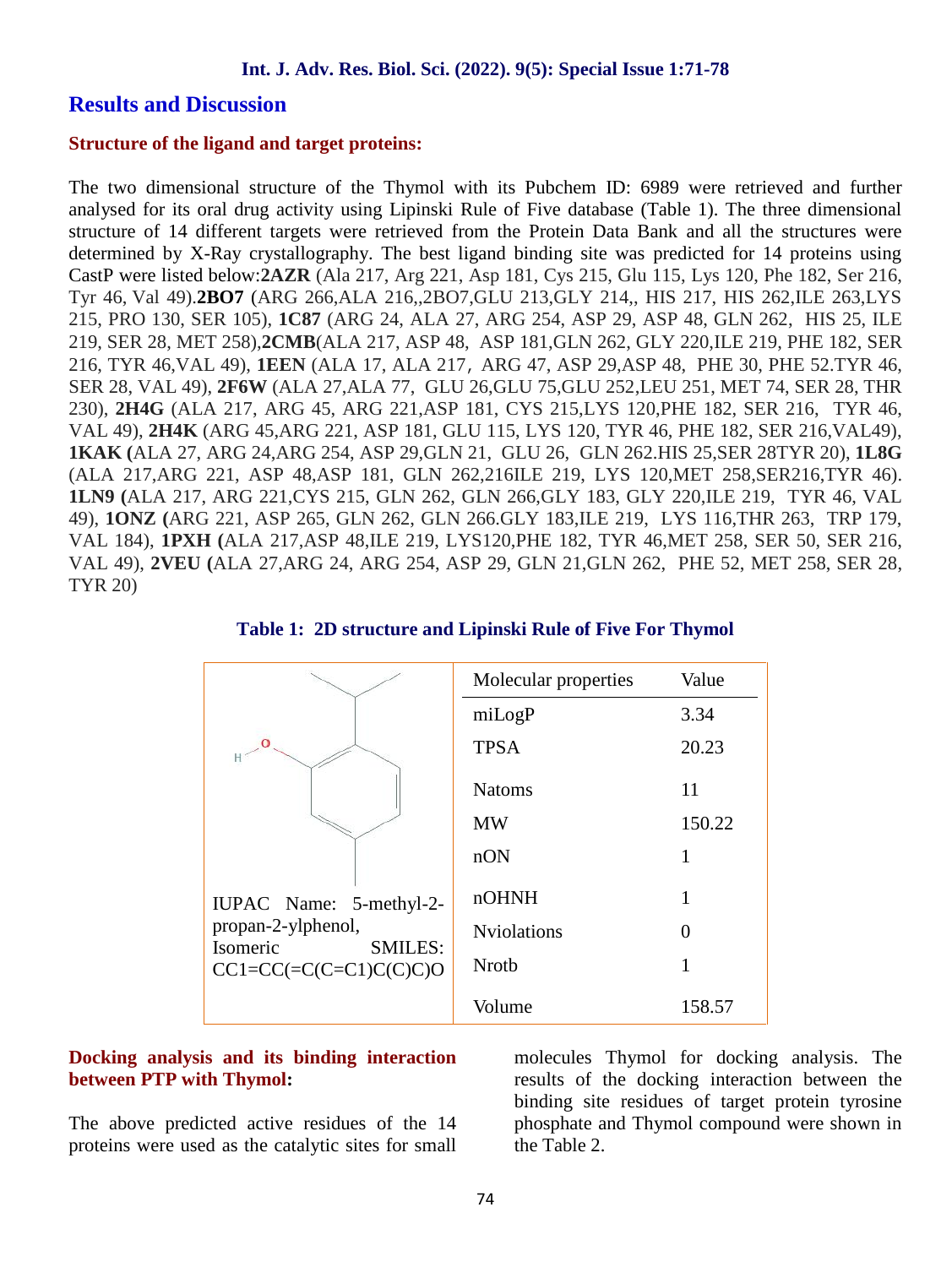## Results and Discussion

### Structure of the ligand and target proteins:

The two dimensional structure of the Thymol with its Pubchem ID: 6989 were retrieved and further analysed for its oral drug activity using Lipinski Rule of Five database (Table 1). The three dimensional structure of 14 different targets were retrieved from the Protein Data Bank and all the structures were determined by X-Ray crystallography. The best ligand binding site was predicted for 14 proteins using CastP were listed below:**2AZR** (Ala 217, Arg 221, Asp 181, Cys 215, Glu 115, Lys 120, Phe 182, Ser 216, Tyr 46, Val 49).**2BO7** (ARG 266,ALA 216,,2BO7,GLU 213,GLY 214,, HIS 217, HIS 262,ILE 263,LYS 215, PRO 130, SER 105), **1C87** (ARG 24, ALA 27, ARG 254, ASP 29, ASP 48, GLN 262, HIS 25, ILE 219, SER 28, MET 258),**2CMB**(ALA 217, ASP 48, ASP 181,GLN 262, GLY 220,ILE 219, PHE 182, SER 216, TYR 46,VAL 49), **1EEN** (ALA 17, ALA 217，ARG 47, ASP 29,ASP 48, PHE 30, PHE 52.TYR 46, SER 28, VAL 49), **2F6W** (ALA 27,ALA 77, GLU 26,GLU 75,GLU 252,LEU 251, MET 74, SER 28, THR 230), **2H4G** (ALA 217, ARG 45, ARG 221,ASP 181, CYS 215,LYS 120,PHE 182, SER 216, TYR 46, VAL 49), **2H4K** (ARG 45,ARG 221, ASP 181, GLU 115, LYS 120, TYR 46, PHE 182, SER 216,VAL49), **1KAK (**ALA 27, ARG 24,ARG 254, ASP 29,GLN 21, GLU 26, GLN 262.HIS 25,SER 28TYR 20), **1L8G** (ALA 217,ARG 221, ASP 48,ASP 181, GLN 262,216ILE 219, LYS 120,MET 258,SER216,TYR 46). **1LN9 (**ALA 217, ARG 221,CYS 215, GLN 262, GLN 266,GLY 183, GLY 220,ILE 219, TYR 46, VAL 49), **1ONZ (**ARG 221, ASP 265, GLN 262, GLN 266.GLY 183,ILE 219, LYS 116,THR 263, TRP 179, VAL 184), **1PXH (**ALA 217,ASP 48,ILE 219, LYS120,PHE 182, TYR 46,MET 258, SER 50, SER 216, VAL 49), **2VEU (**ALA 27,ARG 24, ARG 254, ASP 29, GLN 21,GLN 262, PHE 52, MET 258, SER 28, TYR 20)

**Table 1: 2D structure and Lipinski Rule of Five For Thymol**

| Structure | Molecular properties | Value |
|---|---|---|
| IUPAC Name: 5-methyl-2-propan-2-ylphenol, Isomeric SMILES: CC1=CC(=C(C=C1)C(C)C)O | miLogP | 3.34 |
| | TPSA | 20.23 |
| | Natoms | 11 |
| | MW | 150.22 |
| | nON | 1 |
| | nOHNH | 1 |
| | Nviolations | 0 |
| | Nrotb | 1 |
| | Volume | 158.57 |

### Docking analysis and its binding interaction between PTP with Thymol:

The above predicted active residues of the 14 proteins were used as the catalytic sites for small molecules Thymol for docking analysis. The results of the docking interaction between the binding site residues of target protein tyrosine phosphate and Thymol compound were shown in the Table 2.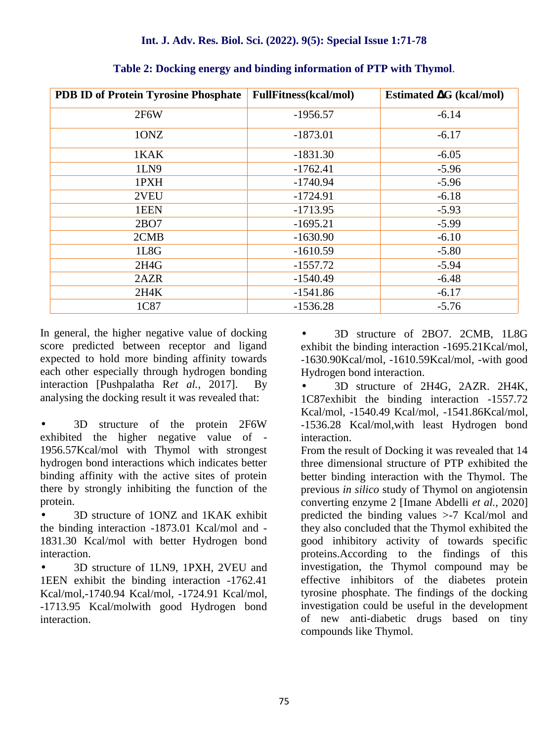**Table 2: Docking energy and binding information of PTP with Thymol.**

| PDB ID of Protein Tyrosine Phosphate | FullFitness(kcal/mol) | Estimated ΔG (kcal/mol) |
|---|---|---|
| 2F6W | -1956.57 | -6.14 |
| 1ONZ | -1873.01 | -6.17 |
| 1KAK | -1831.30 | -6.05 |
| 1LN9 | -1762.41 | -5.96 |
| 1PXH | -1740.94 | -5.96 |
| 2VEU | -1724.91 | -6.18 |
| 1EEN | -1713.95 | -5.93 |
| 2BO7 | -1695.21 | -5.99 |
| 2CMB | -1630.90 | -6.10 |
| 1L8G | -1610.59 | -5.80 |
| 2H4G | -1557.72 | -5.94 |
| 2AZR | -1540.49 | -6.48 |
| 2H4K | -1541.86 | -6.17 |
| 1C87 | -1536.28 | -5.76 |

In general, the higher negative value of docking score predicted between receptor and ligand expected to hold more binding affinity towards each other especially through hydrogen bonding interaction [Pushpalatha R*et al.*, 2017]. By analysing the docking result it was revealed that:

- 3D structure of the protein 2F6W exhibited the higher negative value of -1956.57Kcal/mol with Thymol with strongest hydrogen bond interactions which indicates better binding affinity with the active sites of protein there by strongly inhibiting the function of the protein.
- 3D structure of 1ONZ and 1KAK exhibit the binding interaction -1873.01 Kcal/mol and -1831.30 Kcal/mol with better Hydrogen bond interaction.
- 3D structure of 1LN9, 1PXH, 2VEU and 1EEN exhibit the binding interaction -1762.41 Kcal/mol,-1740.94 Kcal/mol, -1724.91 Kcal/mol, -1713.95 Kcal/molwith good Hydrogen bond interaction.
- 3D structure of 2BO7. 2CMB, 1L8G exhibit the binding interaction -1695.21Kcal/mol, -1630.90Kcal/mol, -1610.59Kcal/mol, -with good Hydrogen bond interaction.
- 3D structure of 2H4G, 2AZR. 2H4K, 1C87exhibit the binding interaction -1557.72 Kcal/mol, -1540.49 Kcal/mol, -1541.86Kcal/mol, -1536.28 Kcal/mol,with least Hydrogen bond interaction.

From the result of Docking it was revealed that 14 three dimensional structure of PTP exhibited the better binding interaction with the Thymol. The previous *in silico* study of Thymol on angiotensin converting enzyme 2 [Imane Abdelli *et al.*, 2020] predicted the binding values >-7 Kcal/mol and they also concluded that the Thymol exhibited the good inhibitory activity of towards specific proteins.According to the findings of this investigation, the Thymol compound may be effective inhibitors of the diabetes protein tyrosine phosphate. The findings of the docking investigation could be useful in the development of new anti-diabetic drugs based on tiny compounds like Thymol.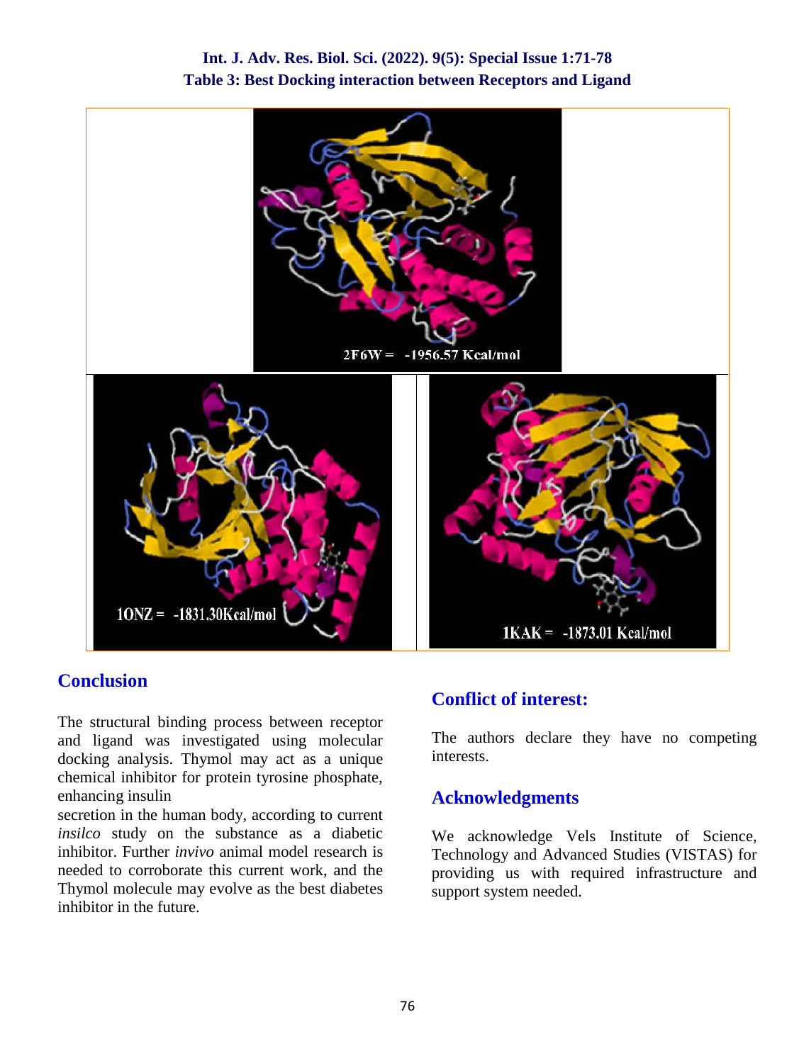**Table 3: Best Docking interaction between Receptors and Ligand**

2F6W = -1956.57 Kcal/mol

1ONZ = -1831.30Kcal/mol

1KAK = -1873.01 Kcal/mol

## Conclusion

The structural binding process between receptor and ligand was investigated using molecular docking analysis. Thymol may act as a unique chemical inhibitor for protein tyrosine phosphate, enhancing insulin secretion in the human body, according to current *insilco* study on the substance as a diabetic inhibitor. Further *invivo* animal model research is needed to corroborate this current work, and the Thymol molecule may evolve as the best diabetes inhibitor in the future.

## Conflict of interest:

The authors declare they have no competing interests.

## Acknowledgments

We acknowledge Vels Institute of Science, Technology and Advanced Studies (VISTAS) for providing us with required infrastructure and support system needed.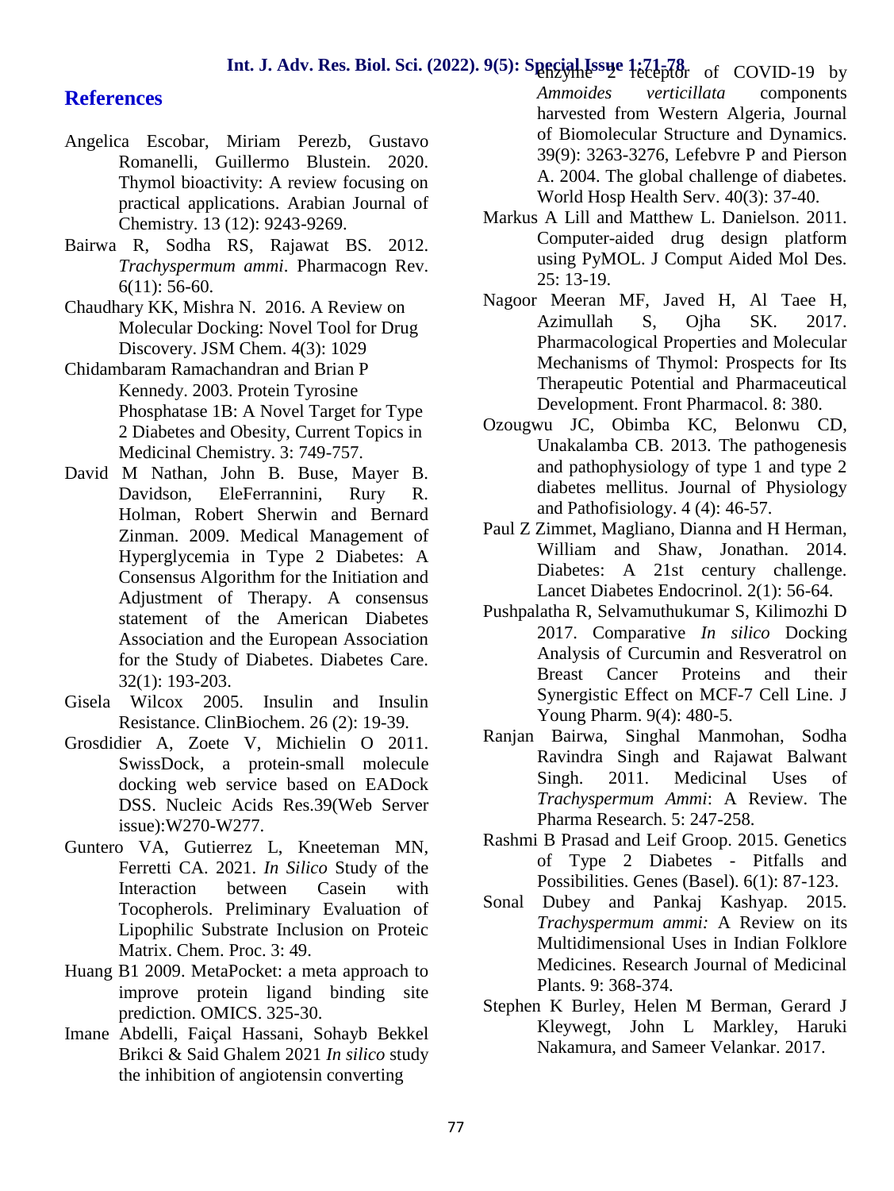## References

Angelica Escobar, Miriam Perezb, Gustavo Romanelli, Guillermo Blustein. 2020. Thymol bioactivity: A review focusing on practical applications. Arabian Journal of Chemistry. 13 (12): 9243-9269.

Bairwa R, Sodha RS, Rajawat BS. 2012. *Trachyspermum ammi*. Pharmacogn Rev. 6(11): 56-60.

Chaudhary KK, Mishra N. 2016. A Review on Molecular Docking: Novel Tool for Drug Discovery. JSM Chem. 4(3): 1029

Chidambaram Ramachandran and Brian P Kennedy. 2003. Protein Tyrosine Phosphatase 1B: A Novel Target for Type 2 Diabetes and Obesity, Current Topics in Medicinal Chemistry. 3: 749-757.

David M Nathan, John B. Buse, Mayer B. Davidson, EleFerrannini, Rury R. Holman, Robert Sherwin and Bernard Zinman. 2009. Medical Management of Hyperglycemia in Type 2 Diabetes: A Consensus Algorithm for the Initiation and Adjustment of Therapy. A consensus statement of the American Diabetes Association and the European Association for the Study of Diabetes. Diabetes Care. 32(1): 193-203.

Gisela Wilcox 2005. Insulin and Insulin Resistance. ClinBiochem. 26 (2): 19-39.

Grosdidier A, Zoete V, Michielin O 2011. SwissDock, a protein-small molecule docking web service based on EADock DSS. Nucleic Acids Res.39(Web Server issue):W270-W277.

Guntero VA, Gutierrez L, Kneeteman MN, Ferretti CA. 2021. *In Silico* Study of the Interaction between Casein with Tocopherols. Preliminary Evaluation of Lipophilic Substrate Inclusion on Proteic Matrix. Chem. Proc. 3: 49.

Huang B1 2009. MetaPocket: a meta approach to improve protein ligand binding site prediction. OMICS. 325-30.

Imane Abdelli, Faiçal Hassani, Sohayb Bekkel Brikci & Said Ghalem 2021 *In silico* study the inhibition of angiotensin converting enzyme 2 receptor of COVID-19 by *Ammoides verticillata* components harvested from Western Algeria, Journal of Biomolecular Structure and Dynamics. 39(9): 3263-3276, Lefebvre P and Pierson A. 2004. The global challenge of diabetes. World Hosp Health Serv. 40(3): 37-40.

Markus A Lill and Matthew L. Danielson. 2011. Computer-aided drug design platform using PyMOL. J Comput Aided Mol Des. 25: 13-19.

Nagoor Meeran MF, Javed H, Al Taee H, Azimullah S, Ojha SK. 2017. Pharmacological Properties and Molecular Mechanisms of Thymol: Prospects for Its Therapeutic Potential and Pharmaceutical Development. Front Pharmacol. 8: 380.

Ozougwu JC, Obimba KC, Belonwu CD, Unakalamba CB. 2013. The pathogenesis and pathophysiology of type 1 and type 2 diabetes mellitus. Journal of Physiology and Pathofisiology. 4 (4): 46-57.

Paul Z Zimmet, Magliano, Dianna and H Herman, William and Shaw, Jonathan. 2014. Diabetes: A 21st century challenge. Lancet Diabetes Endocrinol. 2(1): 56-64.

Pushpalatha R, Selvamuthukumar S, Kilimozhi D 2017. Comparative *In silico* Docking Analysis of Curcumin and Resveratrol on Breast Cancer Proteins and their Synergistic Effect on MCF-7 Cell Line. J Young Pharm. 9(4): 480-5.

Ranjan Bairwa, Singhal Manmohan, Sodha Ravindra Singh and Rajawat Balwant Singh. 2011. Medicinal Uses of *Trachyspermum Ammi*: A Review. The Pharma Research. 5: 247-258.

Rashmi B Prasad and Leif Groop. 2015. Genetics of Type 2 Diabetes - Pitfalls and Possibilities. Genes (Basel). 6(1): 87-123.

Sonal Dubey and Pankaj Kashyap. 2015. *Trachyspermum ammi:* A Review on its Multidimensional Uses in Indian Folklore Medicines. Research Journal of Medicinal Plants. 9: 368-374.

Stephen K Burley, Helen M Berman, Gerard J Kleywegt, John L Markley, Haruki Nakamura, and Sameer Velankar. 2017.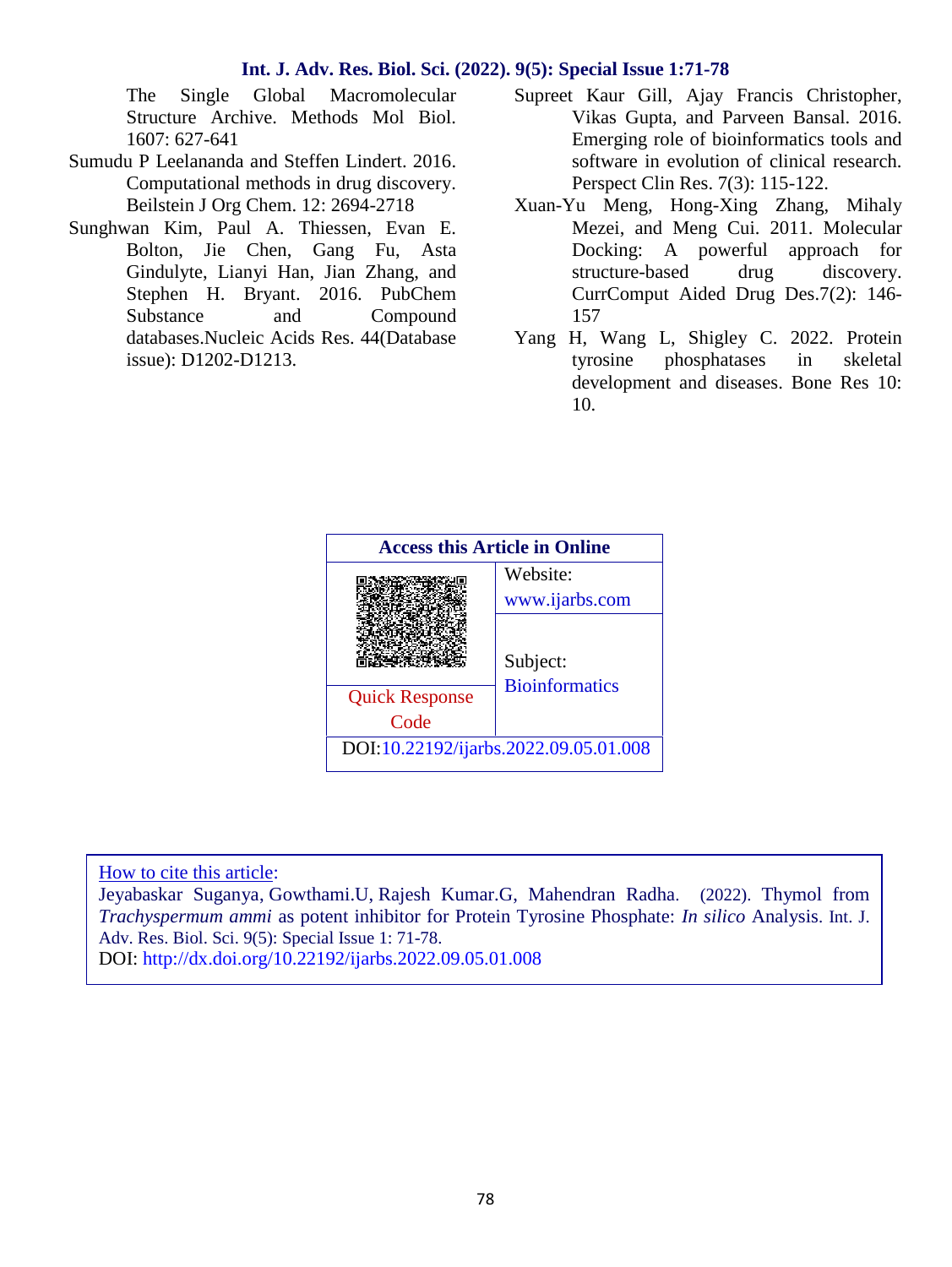The Single Global Macromolecular Structure Archive. Methods Mol Biol. 1607: 627-641

Sumudu P Leelananda and Steffen Lindert. 2016. Computational methods in drug discovery. Beilstein J Org Chem. 12: 2694-2718

Sunghwan Kim, Paul A. Thiessen, Evan E. Bolton, Jie Chen, Gang Fu, Asta Gindulyte, Lianyi Han, Jian Zhang, and Stephen H. Bryant. 2016. PubChem Substance and Compound databases.Nucleic Acids Res. 44(Database issue): D1202-D1213.

Supreet Kaur Gill, Ajay Francis Christopher, Vikas Gupta, and Parveen Bansal. 2016. Emerging role of bioinformatics tools and software in evolution of clinical research. Perspect Clin Res. 7(3): 115-122.

Xuan-Yu Meng, Hong-Xing Zhang, Mihaly Mezei, and Meng Cui. 2011. Molecular Docking: A powerful approach for structure-based drug discovery. CurrComput Aided Drug Des.7(2): 146-157

Yang H, Wang L, Shigley C. 2022. Protein tyrosine phosphatases in skeletal development and diseases. Bone Res 10: 10.

| Access this Article in Online | |
|---|---|
| | Website: www.ijarbs.com |
| Quick Response Code | Subject: Bioinformatics |
| DOI:10.22192/ijarbs.2022.09.05.01.008 | |

How to cite this article:
Jeyabaskar Suganya, Gowthami.U, Rajesh Kumar.G, Mahendran Radha. (2022). Thymol from *Trachyspermum ammi* as potent inhibitor for Protein Tyrosine Phosphate: *In silico* Analysis. Int. J. Adv. Res. Biol. Sci. 9(5): Special Issue 1: 71-78.
DOI: http://dx.doi.org/10.22192/ijarbs.2022.09.05.01.008